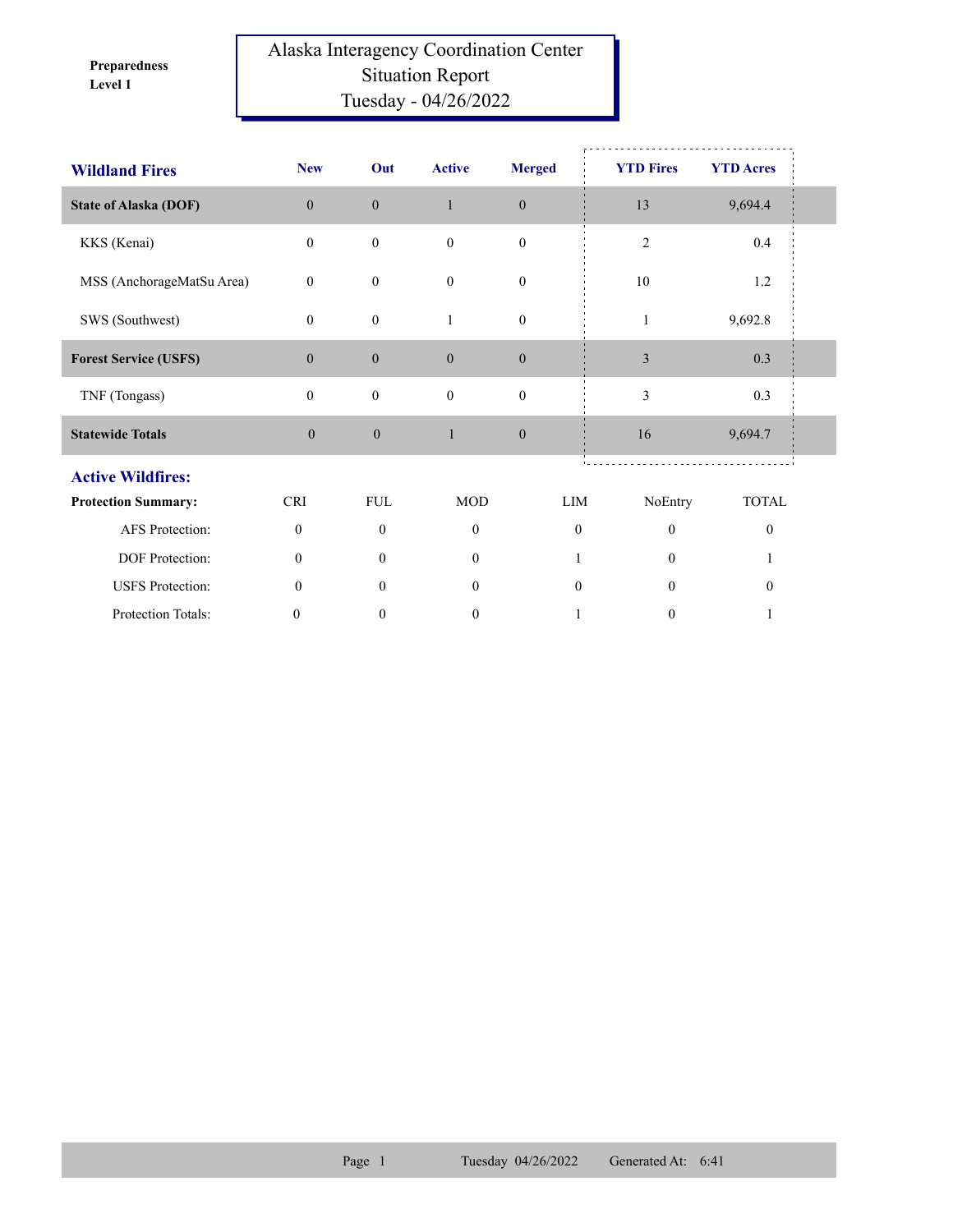**Preparedness Level 1**

# Alaska Interagency Coordination Center Situation Report
## Tuesday - 04/26/2022

| Wildland Fires | New | Out | Active | Merged | YTD Fires | YTD Acres |
|---|---|---|---|---|---|---|
| **State of Alaska (DOF)** | 0 | 0 | 1 | 0 | 13 | 9,694.4 |
| KKS (Kenai) | 0 | 0 | 0 | 0 | 2 | 0.4 |
| MSS (AnchorageMatSu Area) | 0 | 0 | 0 | 0 | 10 | 1.2 |
| SWS (Southwest) | 0 | 0 | 1 | 0 | 1 | 9,692.8 |
| **Forest Service (USFS)** | 0 | 0 | 0 | 0 | 3 | 0.3 |
| TNF (Tongass) | 0 | 0 | 0 | 0 | 3 | 0.3 |
| **Statewide Totals** | 0 | 0 | 1 | 0 | 16 | 9,694.7 |

## Active Wildfires:

| Protection Summary: | CRI | FUL | MOD | LIM | NoEntry | TOTAL |
|---|---|---|---|---|---|---|
| AFS Protection: | 0 | 0 | 0 | 0 | 0 | 0 |
| DOF Protection: | 0 | 0 | 0 | 1 | 0 | 1 |
| USFS Protection: | 0 | 0 | 0 | 0 | 0 | 0 |
| Protection Totals: | 0 | 0 | 0 | 1 | 0 | 1 |

Tuesday 04/26/2022 Generated At: 6:41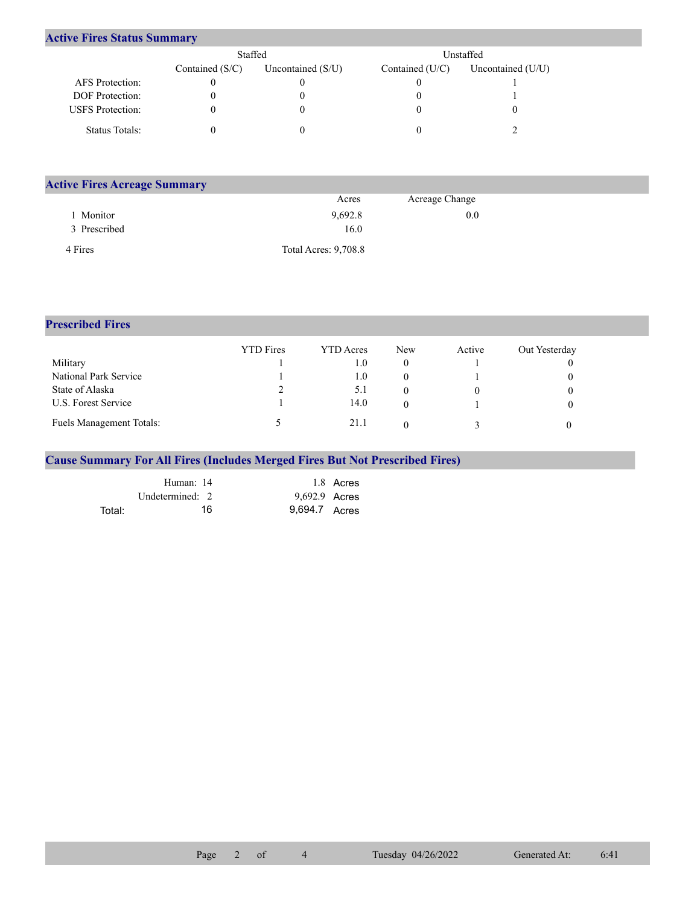## Active Fires Status Summary

| | Staffed | | Unstaffed | |
|---|---|---|---|---|
| | Contained (S/C) | Uncontained (S/U) | Contained (U/C) | Uncontained (U/U) |
| AFS Protection: | 0 | 0 | 0 | 1 |
| DOF Protection: | 0 | 0 | 0 | 1 |
| USFS Protection: | 0 | 0 | 0 | 0 |
| Status Totals: | 0 | 0 | 0 | 2 |

## Active Fires Acreage Summary

| | Acres | Acreage Change |
|---|---|---|
| 1 Monitor | 9,692.8 | 0.0 |
| 3 Prescribed | 16.0 | |
| 4 Fires | Total Acres: 9,708.8 | |

## Prescribed Fires

| | YTD Fires | YTD Acres | New | Active | Out Yesterday |
|---|---|---|---|---|---|
| Military | 1 | 1.0 | 0 | 1 | 0 |
| National Park Service | 1 | 1.0 | 0 | 1 | 0 |
| State of Alaska | 2 | 5.1 | 0 | 0 | 0 |
| U.S. Forest Service | 1 | 14.0 | 0 | 1 | 0 |
| Fuels Management Totals: | 5 | 21.1 | 0 | 3 | 0 |

## Cause Summary For All Fires (Includes Merged Fires But Not Prescribed Fires)

| | Fires | Acres |
|---|---|---|
| Human: | 14 | 1.8 Acres |
| Undetermined: | 2 | 9,692.9 Acres |
| Total: | 16 | 9,694.7 Acres |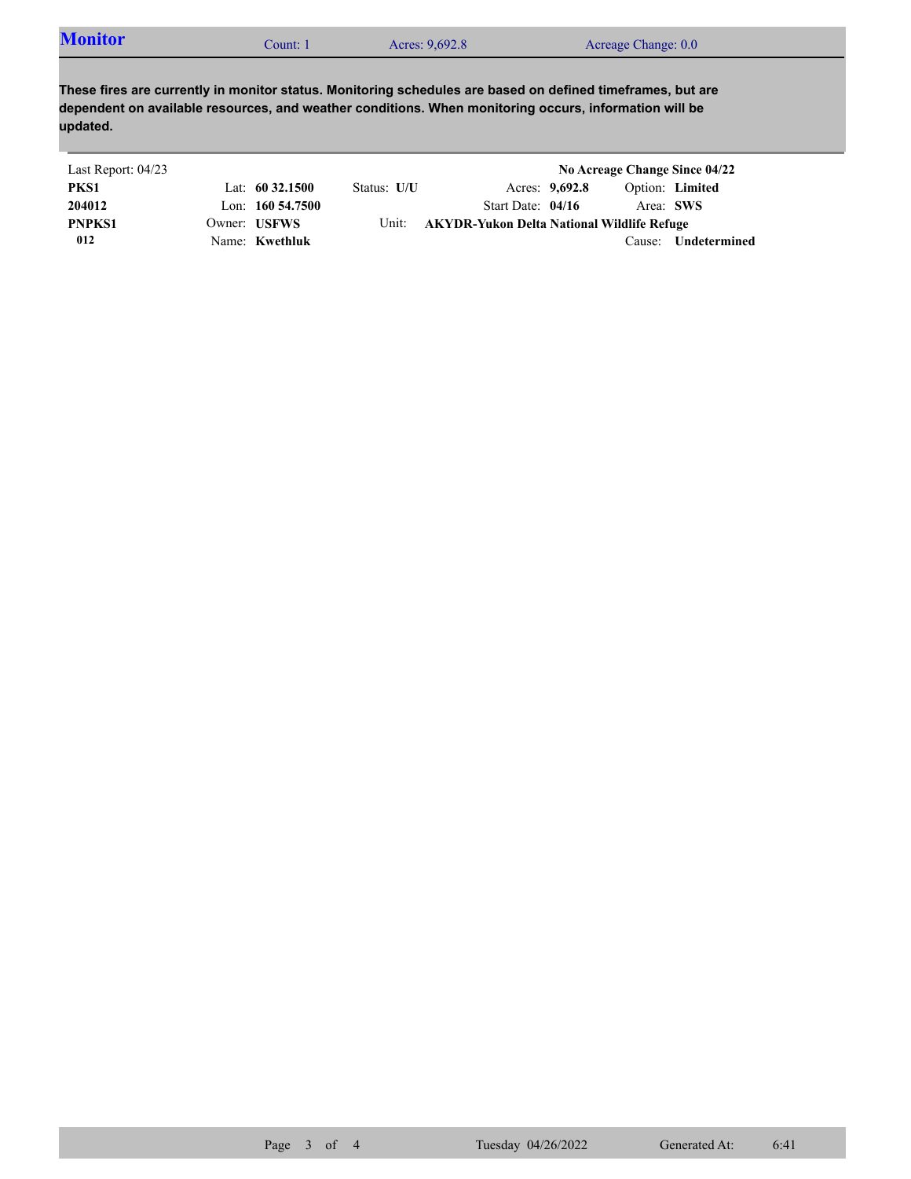## Monitor

Count: 1 | Acres: 9,692.8 | Acreage Change: 0.0

**These fires are currently in monitor status. Monitoring schedules are based on defined timeframes, but are dependent on available resources, and weather conditions. When monitoring occurs, information will be updated.**

Last Report: 04/23 — **No Acreage Change Since 04/22**

| | | | | |
|---|---|---|---|---|
| **PKS1** | Lat: **60 32.1500** | Status: **U/U** | Acres: **9,692.8** | Option: **Limited** |
| **204012** | Lon: **160 54.7500** | | Start Date: **04/16** | Area: **SWS** |
| **PNPKS1** | Owner: **USFWS** | Unit: **AKYDR-Yukon Delta National Wildlife Refuge** | | |
| **012** | Name: **Kwethluk** | | | Cause: **Undetermined** |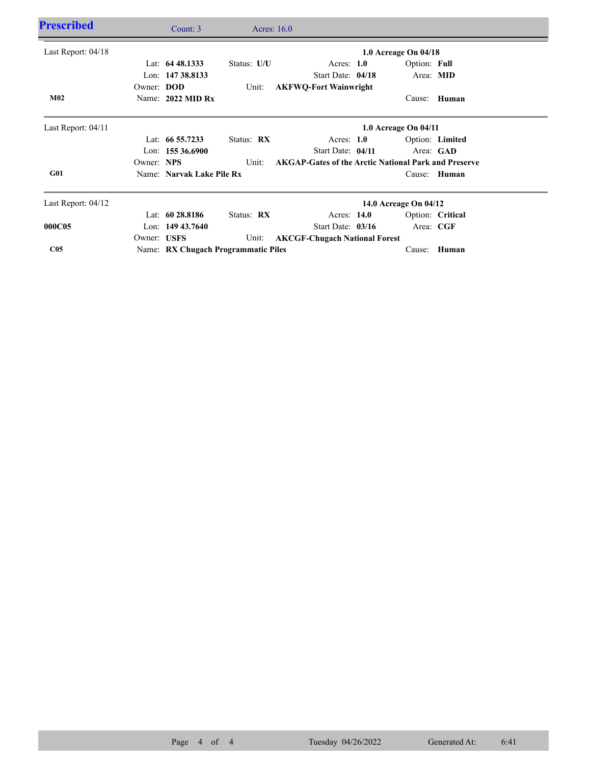## Prescribed

Count: 3 Acres: 16.0

---

Last Report: 04/18

**1.0 Acreage On 04/18**

| | | | | | |
|---|---|---|---|---|---|
| | Lat: **64 48.1333** | Status: **U/U** | Acres: **1.0** | Option: **Full** | |
| | Lon: **147 38.8133** | | Start Date: **04/18** | Area: **MID** | |
| | Owner: **DOD** | Unit: | **AKFWQ-Fort Wainwright** | | |
| **M02** | Name: **2022 MID Rx** | | | Cause: **Human** | |

---

Last Report: 04/11

**1.0 Acreage On 04/11**

| | | | | | |
|---|---|---|---|---|---|
| | Lat: **66 55.7233** | Status: **RX** | Acres: **1.0** | Option: **Limited** | |
| | Lon: **155 36.6900** | | Start Date: **04/11** | Area: **GAD** | |
| | Owner: **NPS** | Unit: | **AKGAP-Gates of the Arctic National Park and Preserve** | | |
| **G01** | Name: **Narvak Lake Pile Rx** | | | Cause: **Human** | |

---

Last Report: 04/12

**14.0 Acreage On 04/12**

| | | | | | |
|---|---|---|---|---|---|
| | Lat: **60 28.8186** | Status: **RX** | Acres: **14.0** | Option: **Critical** | |
| **000C05** | Lon: **149 43.7640** | | Start Date: **03/16** | Area: **CGF** | |
| | Owner: **USFS** | Unit: | **AKCGF-Chugach National Forest** | | |
| **C05** | Name: **RX Chugach Programmatic Piles** | | | Cause: **Human** | |